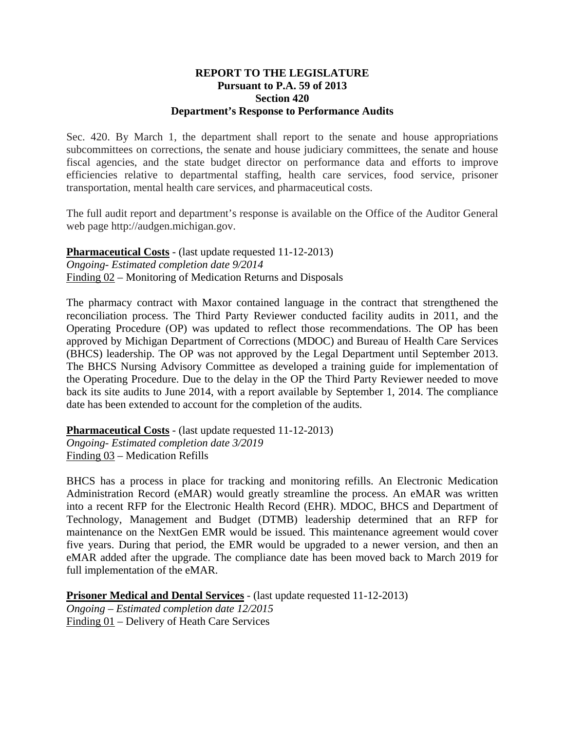**REPORT TO THE LEGISLATURE**
**Pursuant to P.A. 59 of 2013**
**Section 420**
**Department's Response to Performance Audits**

Sec. 420. By March 1, the department shall report to the senate and house appropriations subcommittees on corrections, the senate and house judiciary committees, the senate and house fiscal agencies, and the state budget director on performance data and efforts to improve efficiencies relative to departmental staffing, health care services, food service, prisoner transportation, mental health care services, and pharmaceutical costs.

The full audit report and department's response is available on the Office of the Auditor General web page http://audgen.michigan.gov.

**Pharmaceutical Costs** - (last update requested 11-12-2013)
*Ongoing- Estimated completion date 9/2014*
Finding 02 – Monitoring of Medication Returns and Disposals

The pharmacy contract with Maxor contained language in the contract that strengthened the reconciliation process. The Third Party Reviewer conducted facility audits in 2011, and the Operating Procedure (OP) was updated to reflect those recommendations. The OP has been approved by Michigan Department of Corrections (MDOC) and Bureau of Health Care Services (BHCS) leadership. The OP was not approved by the Legal Department until September 2013. The BHCS Nursing Advisory Committee as developed a training guide for implementation of the Operating Procedure. Due to the delay in the OP the Third Party Reviewer needed to move back its site audits to June 2014, with a report available by September 1, 2014. The compliance date has been extended to account for the completion of the audits.

**Pharmaceutical Costs** - (last update requested 11-12-2013)
*Ongoing- Estimated completion date 3/2019*
Finding 03 – Medication Refills

BHCS has a process in place for tracking and monitoring refills. An Electronic Medication Administration Record (eMAR) would greatly streamline the process. An eMAR was written into a recent RFP for the Electronic Health Record (EHR). MDOC, BHCS and Department of Technology, Management and Budget (DTMB) leadership determined that an RFP for maintenance on the NextGen EMR would be issued. This maintenance agreement would cover five years. During that period, the EMR would be upgraded to a newer version, and then an eMAR added after the upgrade. The compliance date has been moved back to March 2019 for full implementation of the eMAR.

**Prisoner Medical and Dental Services** - (last update requested 11-12-2013)
*Ongoing – Estimated completion date 12/2015*
Finding 01 – Delivery of Heath Care Services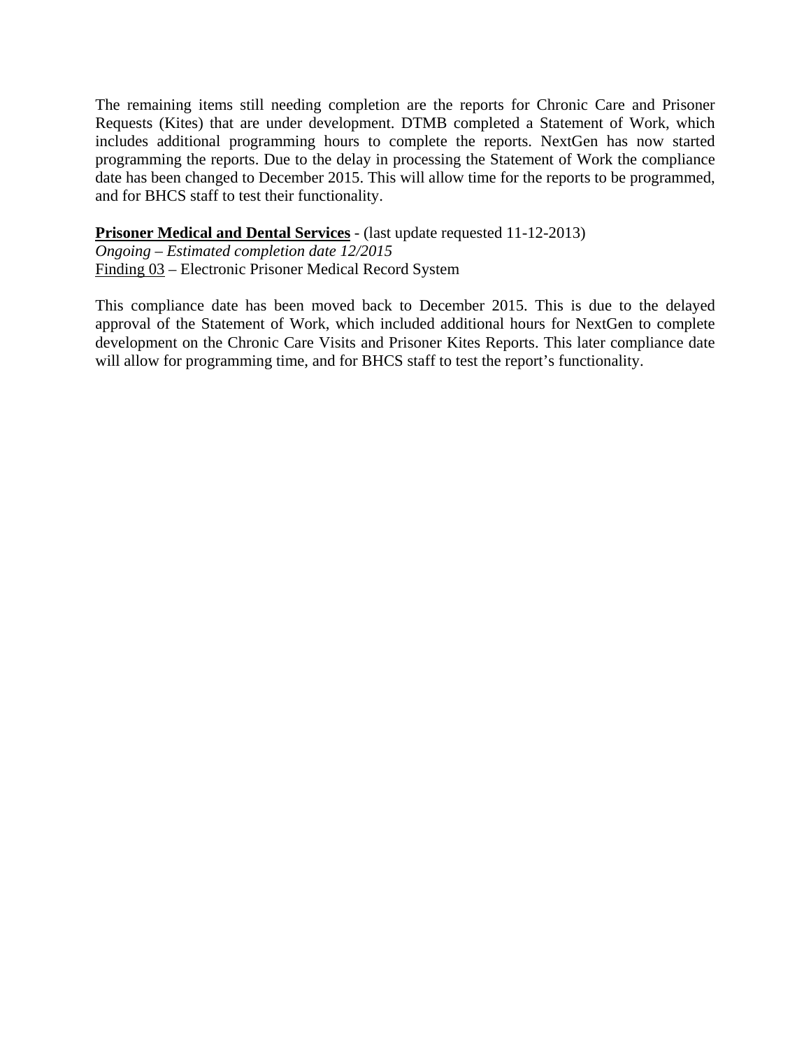The remaining items still needing completion are the reports for Chronic Care and Prisoner Requests (Kites) that are under development. DTMB completed a Statement of Work, which includes additional programming hours to complete the reports. NextGen has now started programming the reports. Due to the delay in processing the Statement of Work the compliance date has been changed to December 2015. This will allow time for the reports to be programmed, and for BHCS staff to test their functionality.

**Prisoner Medical and Dental Services** - (last update requested 11-12-2013)
*Ongoing – Estimated completion date 12/2015*
Finding 03 – Electronic Prisoner Medical Record System

This compliance date has been moved back to December 2015. This is due to the delayed approval of the Statement of Work, which included additional hours for NextGen to complete development on the Chronic Care Visits and Prisoner Kites Reports. This later compliance date will allow for programming time, and for BHCS staff to test the report's functionality.